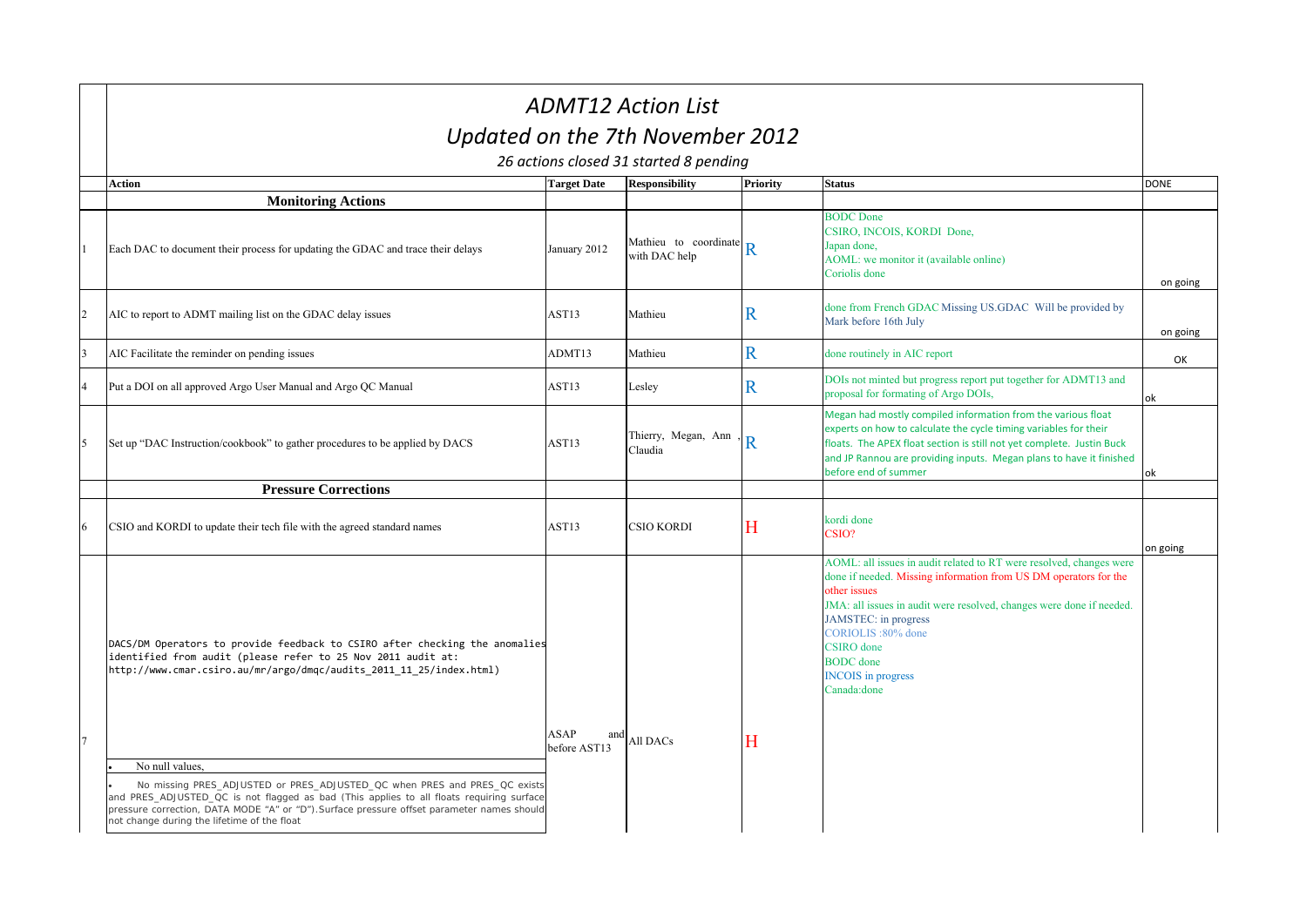# ADMT12 Action List

## Updated on the 7th November 2012

*26 actions closed 31 started 8 pending*

| | Action | Target Date | Responsibility | Priority | Status | DONE |
|---|---|---|---|---|---|---|
| | **Monitoring Actions** | | | | | |
| 1 | Each DAC to document their process for updating the GDAC and trace their delays | January 2012 | Mathieu to coordinate with DAC help | R | BODC Done<br>CSIRO, INCOIS, KORDI Done,<br>Japan done,<br>AOML: we monitor it (available online)<br>Coriolis done | on going |
| 2 | AIC to report to ADMT mailing list on the GDAC delay issues | AST13 | Mathieu | R | done from French GDAC Missing US.GDAC Will be provided by Mark before 16th July | on going |
| 3 | AIC Facilitate the reminder on pending issues | ADMT13 | Mathieu | R | done routinely in AIC report | OK |
| 4 | Put a DOI on all approved Argo User Manual and Argo QC Manual | AST13 | Lesley | R | DOIs not minted but progress report put together for ADMT13 and proposal for formating of Argo DOIs, | ok |
| 5 | Set up "DAC Instruction/cookbook" to gather procedures to be applied by DACS | AST13 | Thierry, Megan, Ann , Claudia | R | Megan had mostly compiled information from the various float experts on how to calculate the cycle timing variables for their floats. The APEX float section is still not yet complete. Justin Buck and JP Rannou are providing inputs. Megan plans to have it finished before end of summer | ok |
| | **Pressure Corrections** | | | | | |
| 6 | CSIO and KORDI to update their tech file with the agreed standard names | AST13 | CSIO KORDI | H | kordi done<br>CSIO? | on going |
| 7 | DACS/DM Operators to provide feedback to CSIRO after checking the anomalies identified from audit (please refer to 25 Nov 2011 audit at: http://www.cmar.csiro.au/mr/argo/dmqc/audits_2011_11_25/index.html)<br>• No null values,<br>• No missing PRES_ADJUSTED or PRES_ADJUSTED_QC when PRES and PRES_QC exists and PRES_ADJUSTED_QC is not flagged as bad (This applies to all floats requiring surface pressure correction, DATA MODE "A" or "D").Surface pressure offset parameter names should not change during the lifetime of the float | ASAP and before AST13 | All DACs | H | AOML: all issues in audit related to RT were resolved, changes were done if needed. Missing information from US DM operators for the other issues<br>JMA: all issues in audit were resolved, changes were done if needed.<br>JAMSTEC: in progress<br>CORIOLIS :80% done<br>CSIRO done<br>BODC done<br>INCOIS in progress<br>Canada:done | |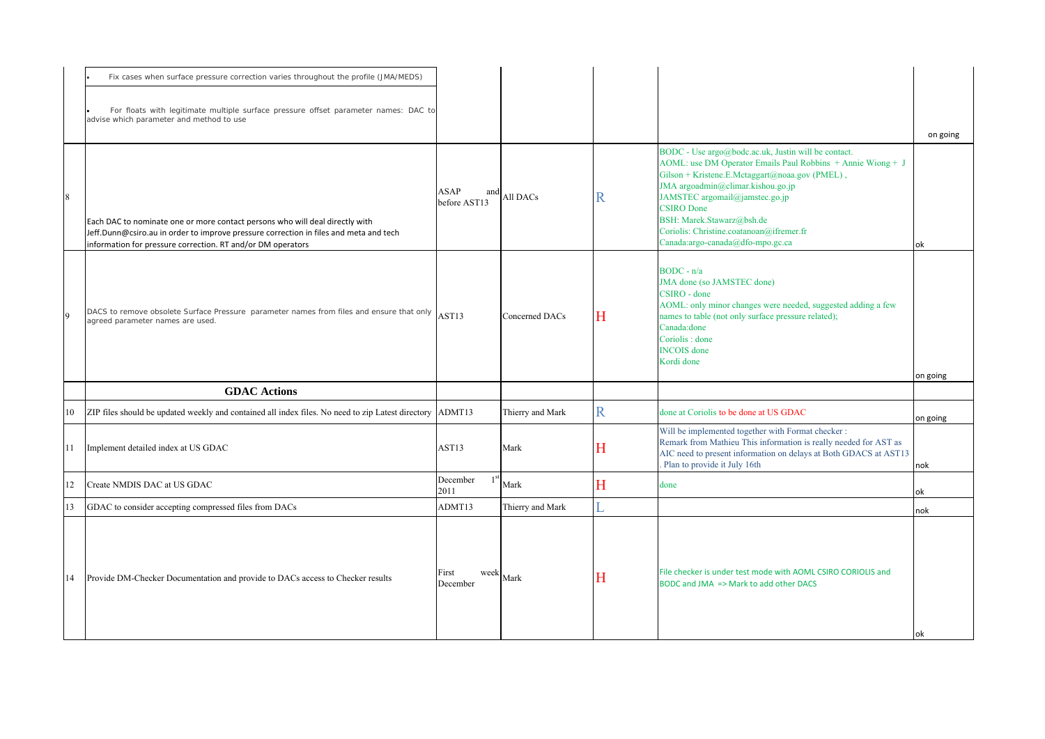| | | | | | | |
|---|---|---|---|---|---|---|
| | • Fix cases when surface pressure correction varies throughout the profile (JMA/MEDS)<br><br>• For floats with legitimate multiple surface pressure offset parameter names: DAC to advise which parameter and method to use | | | | | on going |
| 8 | Each DAC to nominate one or more contact persons who will deal directly with Jeff.Dunn@csiro.au in order to improve pressure correction in files and meta and tech information for pressure correction. RT and/or DM operators | ASAP and before AST13 | All DACs | R | BODC - Use argo@bodc.ac.uk, Justin will be contact.<br>AOML: use DM Operator Emails Paul Robbins + Annie Wiong + J Gilson + Kristene.E.Mctaggart@noaa.gov (PMEL) ,<br>JMA argoadmin@climar.kishou.go.jp<br>JAMSTEC argomail@jamstec.go.jp<br>CSIRO Done<br>BSH: Marek.Stawarz@bsh.de<br>Coriolis: Christine.coatanoan@ifremer.fr<br>Canada:argo-canada@dfo-mpo.gc.ca | ok |
| 9 | DACS to remove obsolete Surface Pressure parameter names from files and ensure that only agreed parameter names are used. | AST13 | Concerned DACs | H | BODC - n/a<br>JMA done (so JAMSTEC done)<br>CSIRO - done<br>AOML: only minor changes were needed, suggested adding a few names to table (not only surface pressure related);<br>Canada:done<br>Coriolis : done<br>INCOIS done<br>Kordi done | on going |
| | **GDAC Actions** | | | | | |
| 10 | ZIP files should be updated weekly and contained all index files. No need to zip Latest directory | ADMT13 | Thierry and Mark | R | done at Coriolis to be done at US GDAC | on going |
| 11 | Implement detailed index at US GDAC | AST13 | Mark | H | Will be implemented together with Format checker :<br>Remark from Mathieu This information is really needed for AST as AIC need to present information on delays at Both GDACS at AST13 . Plan to provide it July 16th | nok |
| 12 | Create NMDIS DAC at US GDAC | December 1st 2011 | Mark | H | done | ok |
| 13 | GDAC to consider accepting compressed files from DACs | ADMT13 | Thierry and Mark | L | | nok |
| 14 | Provide DM-Checker Documentation and provide to DACs access to Checker results | First week December | Mark | H | File checker is under test mode with AOML CSIRO CORIOLIS and BODC and JMA => Mark to add other DACS | ok |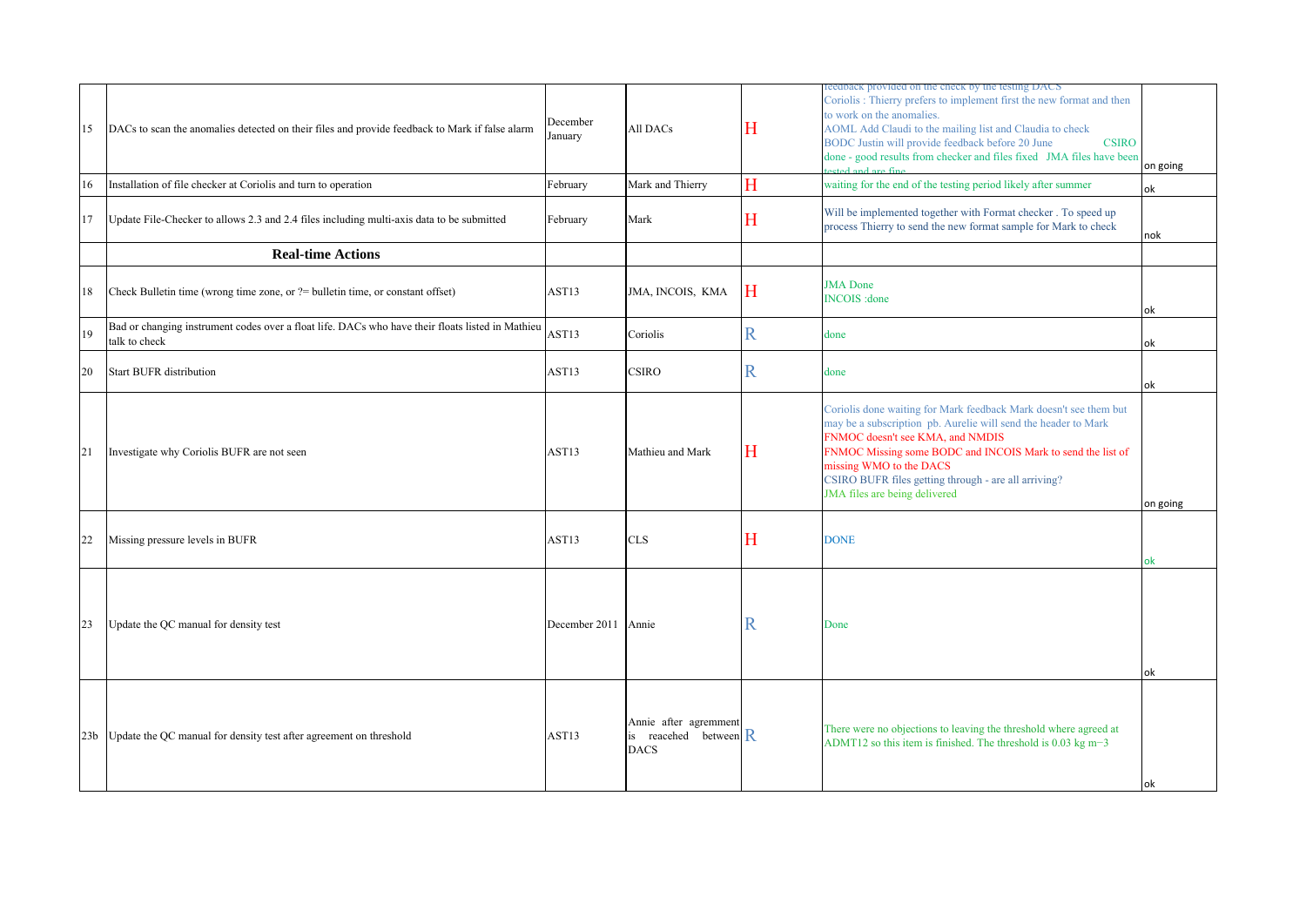| | | | | | | |
|---|---|---|---|---|---|---|
| 15 | DACs to scan the anomalies detected on their files and provide feedback to Mark if false alarm | December January | All DACs | H | feedback provided on the check by the testing DACS Coriolis : Thierry prefers to implement first the new format and then to work on the anomalies. AOML Add Claudi to the mailing list and Claudia to check BODC Justin will provide feedback before 20 June CSIRO done - good results from checker and files fixed JMA files have been tested and are fine | on going |
| 16 | Installation of file checker at Coriolis and turn to operation | February | Mark and Thierry | H | waiting for the end of the testing period likely after summer | ok |
| 17 | Update File-Checker to allows 2.3 and 2.4 files including multi-axis data to be submitted | February | Mark | H | Will be implemented together with Format checker . To speed up process Thierry to send the new format sample for Mark to check | nok |
| | **Real-time Actions** | | | | | |
| 18 | Check Bulletin time (wrong time zone, or ?= bulletin time, or constant offset) | AST13 | JMA, INCOIS, KMA | H | JMA Done INCOIS :done | ok |
| 19 | Bad or changing instrument codes over a float life. DACs who have their floats listed in Mathieu talk to check | AST13 | Coriolis | R | done | ok |
| 20 | Start BUFR distribution | AST13 | CSIRO | R | done | ok |
| 21 | Investigate why Coriolis BUFR are not seen | AST13 | Mathieu and Mark | H | Coriolis done waiting for Mark feedback Mark doesn't see them but may be a subscription pb. Aurelie will send the header to Mark FNMOC doesn't see KMA, and NMDIS FNMOC Missing some BODC and INCOIS Mark to send the list of missing WMO to the DACS CSIRO BUFR files getting through - are all arriving? JMA files are being delivered | on going |
| 22 | Missing pressure levels in BUFR | AST13 | CLS | H | DONE | ok |
| 23 | Update the QC manual for density test | December 2011 | Annie | R | Done | ok |
| 23b | Update the QC manual for density test after agreement on threshold | AST13 | Annie after agrement is reaceched between DACS | R | There were no objections to leaving the threshold where agreed at ADMT12 so this item is finished. The threshold is 0.03 kg m−3 | ok |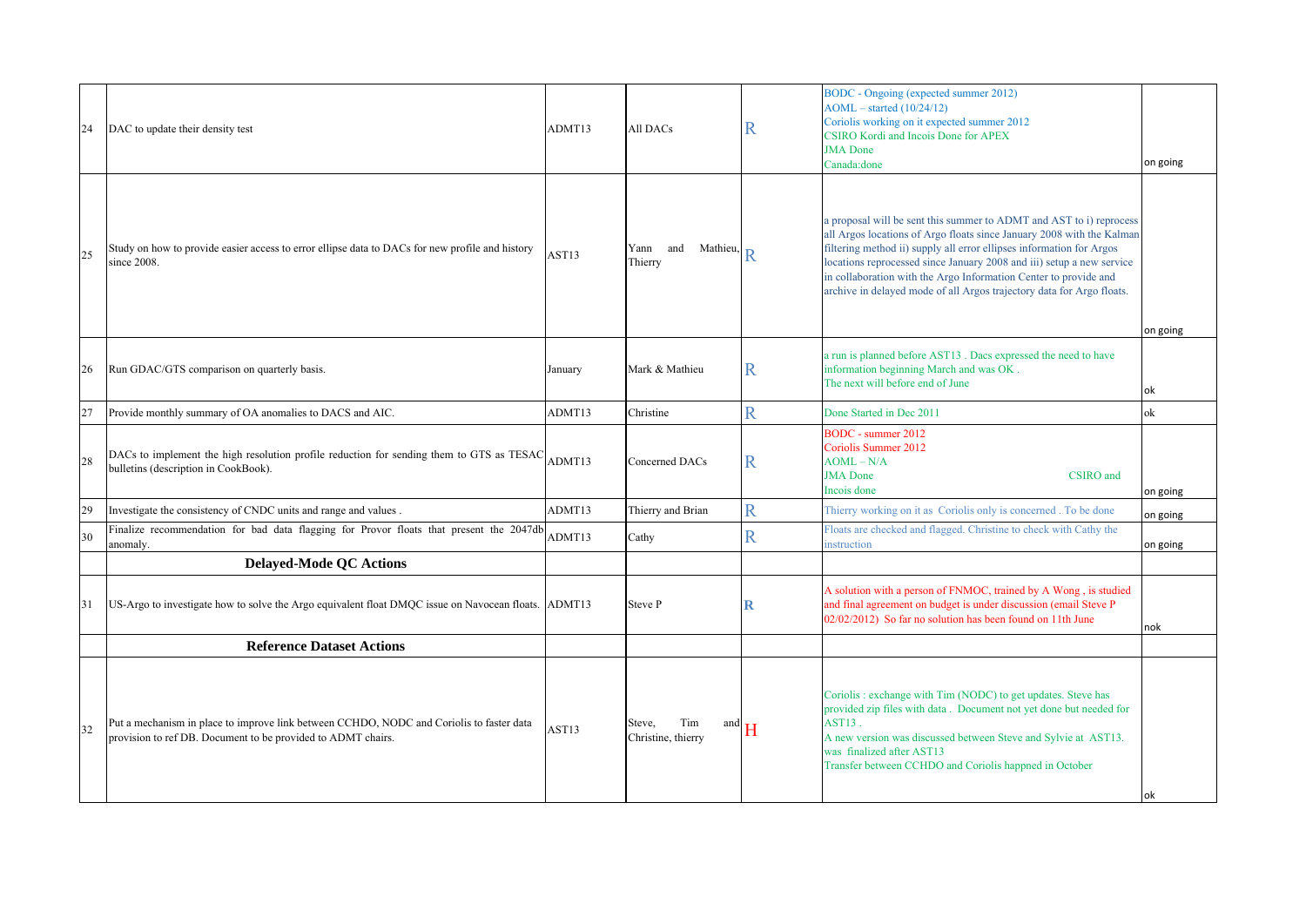| | | | | | | |
|---|---|---|---|---|---|---|
| 24 | DAC to update their density test | ADMT13 | All DACs | R | BODC - Ongoing (expected summer 2012)<br>AOML – started (10/24/12)<br>Coriolis working on it expected summer 2012<br>CSIRO Kordi and Incois Done for APEX<br>JMA Done<br>Canada:done | on going |
| 25 | Study on how to provide easier access to error ellipse data to DACs for new profile and history since 2008. | AST13 | Yann and Mathieu, Thierry | R | a proposal will be sent this summer to ADMT and AST to i) reprocess all Argos locations of Argo floats since January 2008 with the Kalman filtering method ii) supply all error ellipses information for Argos locations reprocessed since January 2008 and iii) setup a new service in collaboration with the Argo Information Center to provide and archive in delayed mode of all Argos trajectory data for Argo floats. | on going |
| 26 | Run GDAC/GTS comparison on quarterly basis. | January | Mark & Mathieu | R | a run is planned before AST13 . Dacs expressed the need to have information beginning March and was OK .<br>The next will before end of June | ok |
| 27 | Provide monthly summary of OA anomalies to DACS and AIC. | ADMT13 | Christine | R | Done Started in Dec 2011 | ok |
| 28 | DACs to implement the high resolution profile reduction for sending them to GTS as TESAC bulletins (description in CookBook). | ADMT13 | Concerned DACs | R | BODC - summer 2012<br>Coriolis Summer 2012<br>AOML – N/A<br>JMA Done CSIRO and Incois done | on going |
| 29 | Investigate the consistency of CNDC units and range and values . | ADMT13 | Thierry and Brian | R | Thierry working on it as Coriolis only is concerned . To be done | on going |
| 30 | Finalize recommendation for bad data flagging for Provor floats that present the 2047db anomaly. | ADMT13 | Cathy | R | Floats are checked and flagged. Christine to check with Cathy the instruction | on going |
| | **Delayed-Mode QC Actions** | | | | | |
| 31 | US-Argo to investigate how to solve the Argo equivalent float DMQC issue on Navocean floats. | ADMT13 | Steve P | R | A solution with a person of FNMOC, trained by A Wong , is studied and final agreement on budget is under discussion (email Steve P 02/02/2012) So far no solution has been found on 11th June | nok |
| | **Reference Dataset Actions** | | | | | |
| 32 | Put a mechanism in place to improve link between CCHDO, NODC and Coriolis to faster data provision to ref DB. Document to be provided to ADMT chairs. | AST13 | Steve, Tim and Christine, thierry | H | Coriolis : exchange with Tim (NODC) to get updates. Steve has provided zip files with data . Document not yet done but needed for AST13 .<br>A new version was discussed between Steve and Sylvie at AST13. was finalized after AST13<br>Transfer between CCHDO and Coriolis happned in October | ok |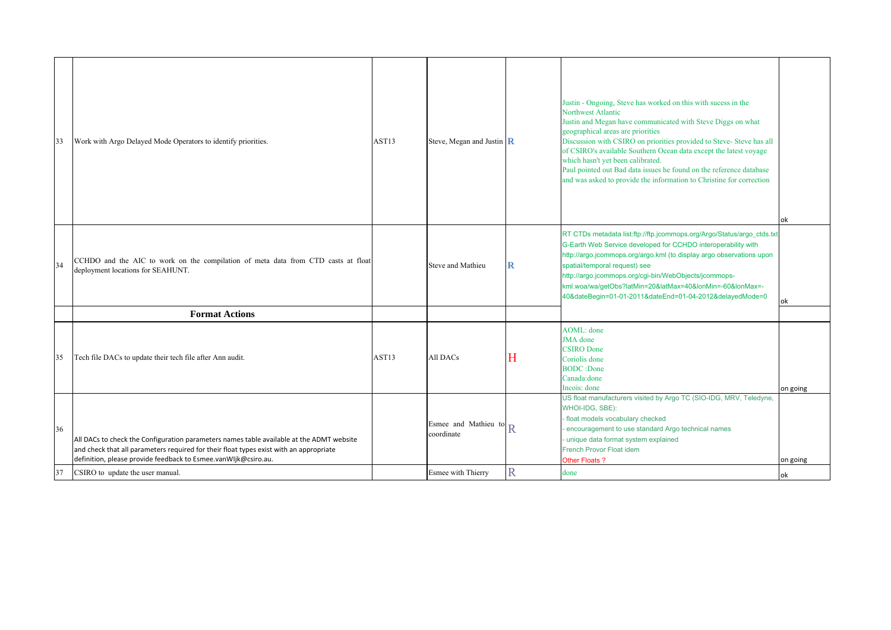| # | Action | Source | Responsible | Priority | Status | |
|---|---|---|---|---|---|---|
| 33 | Work with Argo Delayed Mode Operators to identify priorities. | AST13 | Steve, Megan and Justin | R | Justin - Ongoing, Steve has worked on this with sucess in the Northwest Atlantic<br>Justin and Megan have communicated with Steve Diggs on what geographical areas are priorities<br>Discussion with CSIRO on priorities provided to Steve- Steve has all of CSIRO's available Southern Ocean data except the latest voyage which hasn't yet been calibrated.<br>Paul pointed out Bad data issues he found on the reference database and was asked to provide the information to Christine for correction | ok |
| 34 | CCHDO and the AIC to work on the compilation of meta data from CTD casts at float deployment locations for SEAHUNT. | | Steve and Mathieu | R | RT CTDs metadata list:ftp://ftp.jcommops.org/Argo/Status/argo_ctds.txt<br>G-Earth Web Service developed for CCHDO interoperability with http://argo.jcommops.org/argo.kml (to display argo observations upon spatial/temporal request) see http://argo.jcommops.org/cgi-bin/WebObjects/jcommops-kml.woa/wa/getObs?latMin=20&latMax=40&lonMin=-60&lonMax=-40&dateBegin=01-01-2011&dateEnd=01-04-2012&delayedMode=0 | ok |
| | **Format Actions** | | | | | |
| 35 | Tech file DACs to update their tech file after Ann audit. | AST13 | All DACs | H | AOML: done<br>JMA done<br>CSIRO Done<br>Coriolis done<br>BODC :Done<br>Canada:done<br>Incois: done | on going |
| 36 | All DACs to check the Configuration parameters names table available at the ADMT website and check that all parameters required for their float types exist with an appropriate definition, please provide feedback to Esmee.vanWIjk@csiro.au. | | Esmee and Mathieu to coordinate | R | US float manufacturers visited by Argo TC (SIO-IDG, MRV, Teledyne, WHOI-IDG, SBE):<br>- float models vocabulary checked<br>- encouragement to use standard Argo technical names<br>- unique data format system explained<br>French Provor Float idem<br>Other Floats ? | on going |
| 37 | CSIRO to update the user manual. | | Esmee with Thierry | R | done | ok |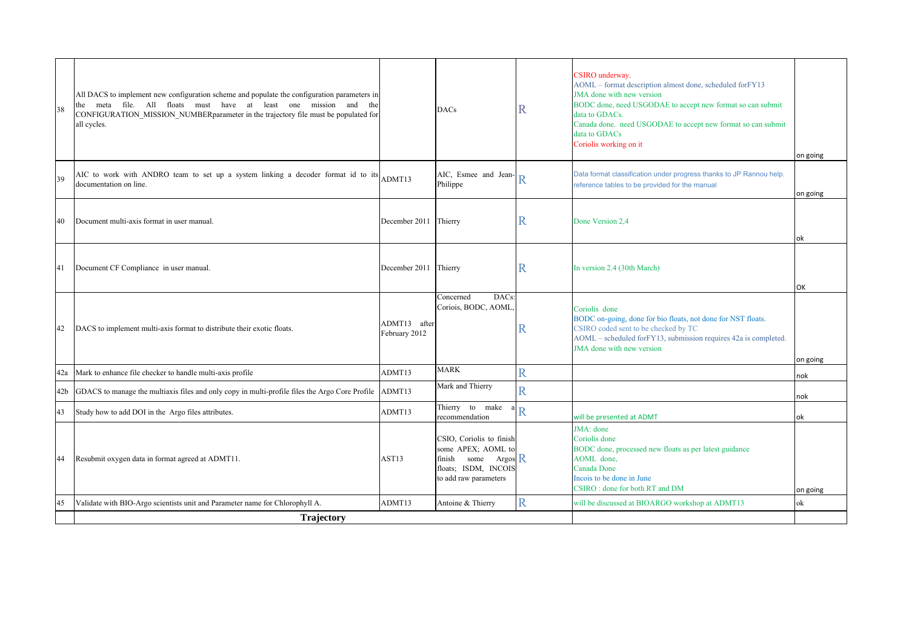| | | | | | | |
|---|---|---|---|---|---|---|
| 38 | All DACS to implement new configuration scheme and populate the configuration parameters in the meta file. All floats must have at least one mission and the CONFIGURATION_MISSION_NUMBERparameter in the trajectory file must be populated for all cycles. | | DACs | R | CSIRO underway.<br>AOML – format description almost done, scheduled forFY13<br>JMA done with new version<br>BODC done, need USGODAE to accept new format so can submit data to GDACs.<br>Canada done. need USGODAE to accept new format so can submit data to GDACs<br>Coriolis working on it | on going |
| 39 | AIC to work with ANDRO team to set up a system linking a decoder format id to its documentation on line. | ADMT13 | AIC, Esmee and Jean-Philippe | R | Data format classification under progress thanks to JP Rannou help.<br>reference tables to be provided for the manual | on going |
| 40 | Document multi-axis format in user manual. | December 2011 | Thierry | R | Done Version 2,4 | ok |
| 41 | Document CF Compliance in user manual. | December 2011 | Thierry | R | In version 2.4 (30th March) | OK |
| 42 | DACS to implement multi-axis format to distribute their exotic floats. | ADMT13 after February 2012 | Concerned DACs: Coriois, BODC, AOML, | R | Coriolis done<br>BODC on-going, done for bio floats, not done for NST floats.<br>CSIRO coded sent to be checked by TC<br>AOML – scheduled forFY13, submission requires 42a is completed.<br>JMA done with new version | on going |
| 42a | Mark to enhance file checker to handle multi-axis profile | ADMT13 | MARK | R | | nok |
| 42b | GDACS to manage the multiaxis files and only copy in multi-profile files the Argo Core Profile | ADMT13 | Mark and Thierry | R | | nok |
| 43 | Study how to add DOI in the Argo files attributes. | ADMT13 | Thierry to make a recommendation | R | will be presented at ADMT | ok |
| 44 | Resubmit oxygen data in format agreed at ADMT11. | AST13 | CSIO, Coriolis to finish some APEX; AOML to finish some Argos floats; ISDM, INCOIS to add raw parameters | R | JMA: done<br>Coriolis done<br>BODC done, processed new floats as per latest guidance<br>AOML done,<br>Canada Done<br>Incois to be done in June<br>CSIRO : done for both RT and DM | on going |
| 45 | Validate with BIO-Argo scientists unit and Parameter name for Chlorophyll A. | ADMT13 | Antoine & Thierry | R | will be discussed at BIOARGO workshop at ADMT13 | ok |
| | **Trajectory** | | | | | |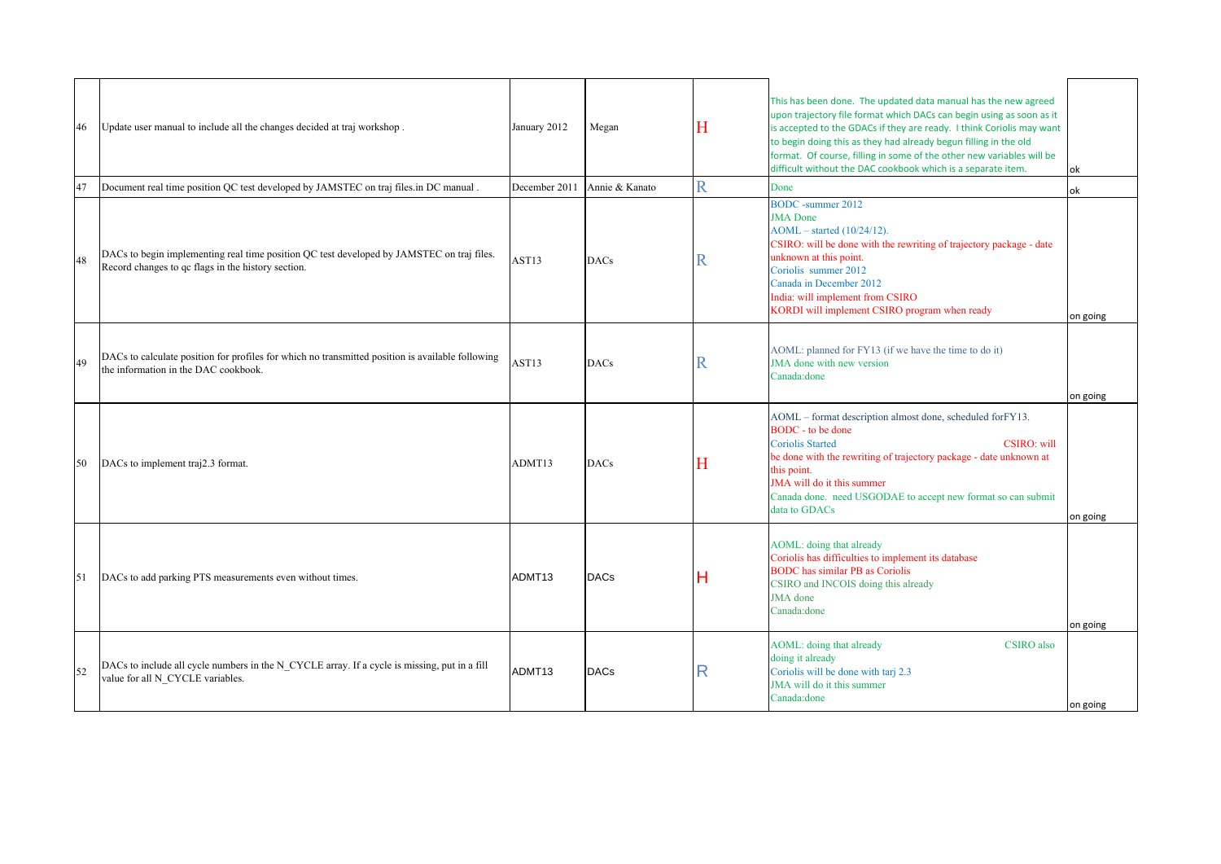| | | | | | | |
|---|---|---|---|---|---|---|
| 46 | Update user manual to include all the changes decided at traj workshop . | January 2012 | Megan | H | This has been done. The updated data manual has the new agreed upon trajectory file format which DACs can begin using as soon as it is accepted to the GDACs if they are ready. I think Coriolis may want to begin doing this as they had already begun filling in the old format. Of course, filling in some of the other new variables will be difficult without the DAC cookbook which is a separate item. | ok |
| 47 | Document real time position QC test developed by JAMSTEC on traj files.in DC manual . | December 2011 | Annie & Kanato | R | Done | ok |
| 48 | DACs to begin implementing real time position QC test developed by JAMSTEC on traj files. Record changes to qc flags in the history section. | AST13 | DACs | R | BODC -summer 2012<br>JMA Done<br>AOML – started (10/24/12).<br>CSIRO: will be done with the rewriting of trajectory package - date unknown at this point.<br>Coriolis summer 2012<br>Canada in December 2012<br>India: will implement from CSIRO<br>KORDI will implement CSIRO program when ready | on going |
| 49 | DACs to calculate position for profiles for which no transmitted position is available following the information in the DAC cookbook. | AST13 | DACs | R | AOML: planned for FY13 (if we have the time to do it)<br>JMA done with new version<br>Canada:done | on going |
| 50 | DACs to implement traj2.3 format. | ADMT13 | DACs | H | AOML – format description almost done, scheduled forFY13.<br>BODC - to be done<br>Coriolis Started<br>CSIRO: will be done with the rewriting of trajectory package - date unknown at this point.<br>JMA will do it this summer<br>Canada done. need USGODAE to accept new format so can submit data to GDACs | on going |
| 51 | DACs to add parking PTS measurements even without times. | ADMT13 | DACs | H | AOML: doing that already<br>Coriolis has difficulties to implement its database<br>BODC has similar PB as Coriolis<br>CSIRO and INCOIS doing this already<br>JMA done<br>Canada:done | on going |
| 52 | DACs to include all cycle numbers in the N_CYCLE array. If a cycle is missing, put in a fill value for all N_CYCLE variables. | ADMT13 | DACs | R | AOML: doing that already<br>CSIRO also doing it already<br>Coriolis will be done with tarj 2.3<br>JMA will do it this summer<br>Canada:done | on going |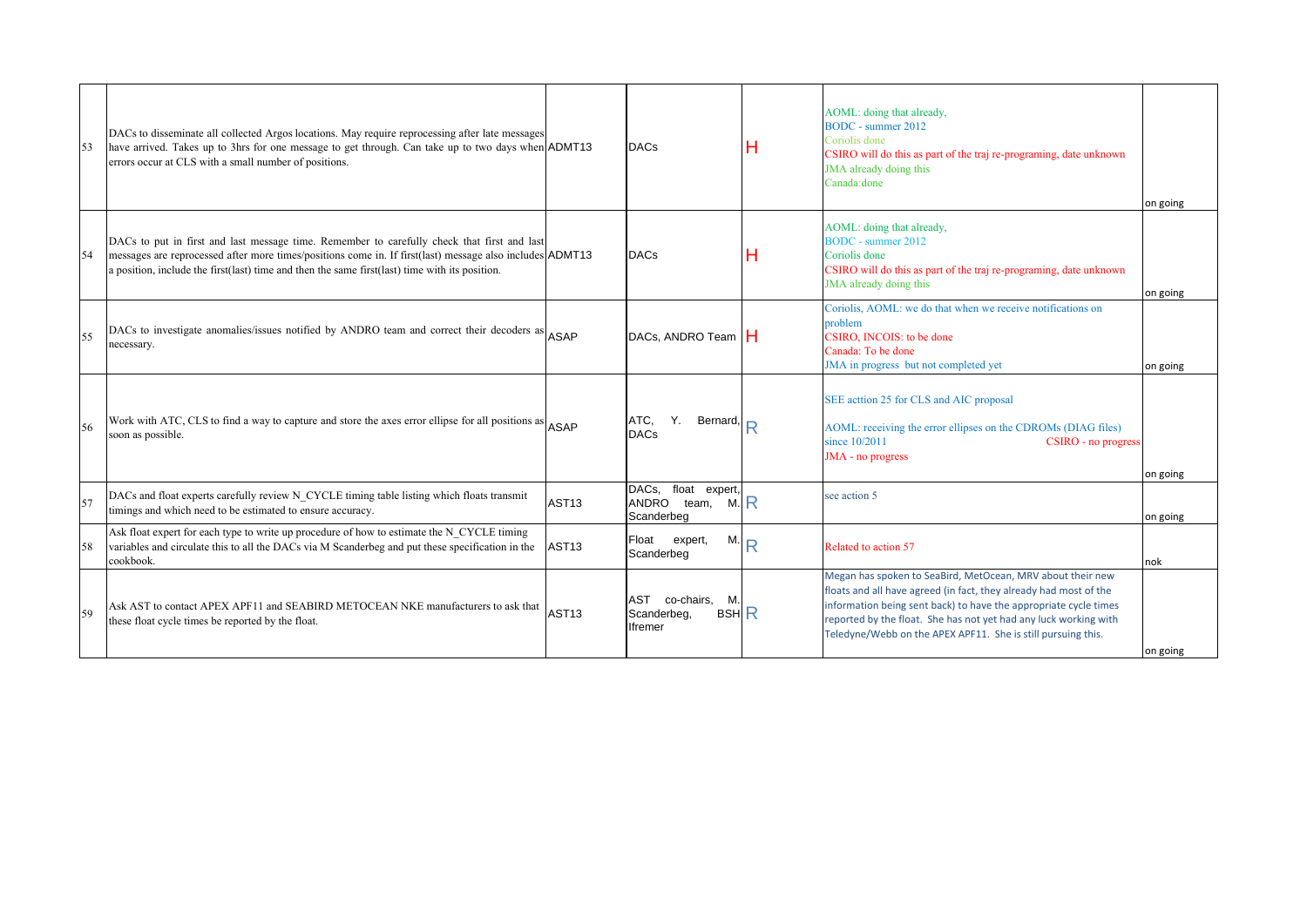| | | | | | | |
|---|---|---|---|---|---|---|
| 53 | DACs to disseminate all collected Argos locations. May require reprocessing after late messages have arrived. Takes up to 3hrs for one message to get through. Can take up to two days when errors occur at CLS with a small number of positions. | ADMT13 | DACs | H | AOML: doing that already,<br>BODC - summer 2012<br>Coriolis done<br>CSIRO will do this as part of the traj re-programing, date unknown<br>JMA already doing this<br>Canada:done | on going |
| 54 | DACs to put in first and last message time. Remember to carefully check that first and last messages are reprocessed after more times/positions come in. If first(last) message also includes a position, include the first(last) time and then the same first(last) time with its position. | ADMT13 | DACs | H | AOML: doing that already,<br>BODC - summer 2012<br>Coriolis done<br>CSIRO will do this as part of the traj re-programing, date unknown<br>JMA already doing this | on going |
| 55 | DACs to investigate anomalies/issues notified by ANDRO team and correct their decoders as necessary. | ASAP | DACs, ANDRO Team | H | Coriolis, AOML: we do that when we receive notifications on problem<br>CSIRO, INCOIS: to be done<br>Canada: To be done<br>JMA in progress but not completed yet | on going |
| 56 | Work with ATC, CLS to find a way to capture and store the axes error ellipse for all positions as soon as possible. | ASAP | ATC, Y. Bernard, DACs | R | SEE acttion 25 for CLS and AIC proposal<br><br>AOML: receiving the error ellipses on the CDROMs (DIAG files) since 10/2011 CSIRO - no progress<br>JMA - no progress | on going |
| 57 | DACs and float experts carefully review N_CYCLE timing table listing which floats transmit timings and which need to be estimated to ensure accuracy. | AST13 | DACs, float expert, ANDRO team, M. Scanderbeg | R | see action 5 | on going |
| 58 | Ask float expert for each type to write up procedure of how to estimate the N_CYCLE timing variables and circulate this to all the DACs via M Scanderbeg and put these specification in the cookbook. | AST13 | Float expert, M. Scanderbeg | R | Related to action 57 | nok |
| 59 | Ask AST to contact APEX APF11 and SEABIRD METOCEAN NKE manufacturers to ask that these float cycle times be reported by the float. | AST13 | AST co-chairs, M. Scanderbeg, BSH Ifremer | R | Megan has spoken to SeaBird, MetOcean, MRV about their new floats and all have agreed (in fact, they already had most of the information being sent back) to have the appropriate cycle times reported by the float. She has not yet had any luck working with Teledyne/Webb on the APEX APF11. She is still pursuing this. | on going |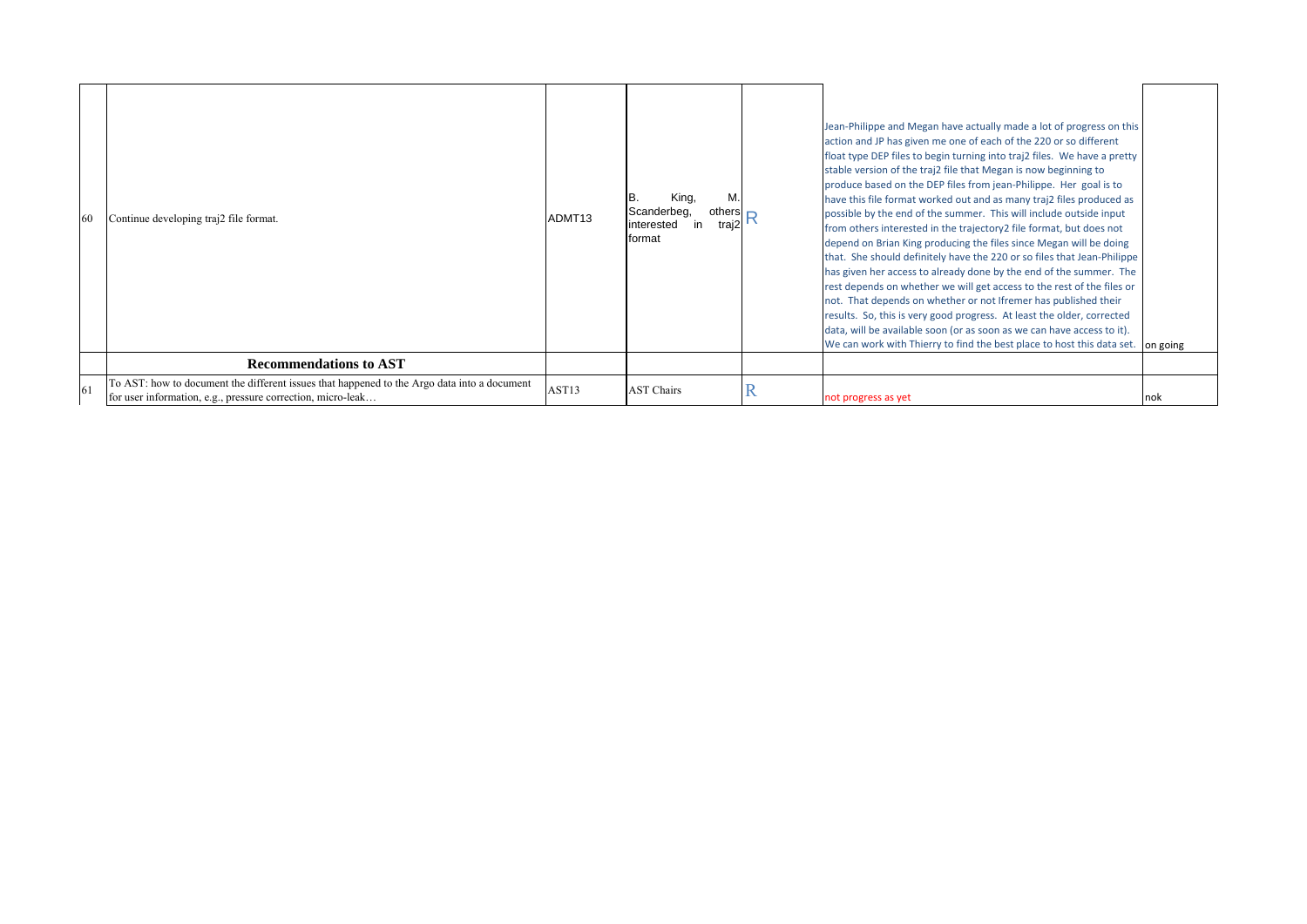| | | | | | | |
|---|---|---|---|---|---|---|
| 60 | Continue developing traj2 file format. | ADMT13 | B. King, M. Scanderbeg, others interested in traj2 format | R | Jean-Philippe and Megan have actually made a lot of progress on this action and JP has given me one of each of the 220 or so different float type DEP files to begin turning into traj2 files. We have a pretty stable version of the traj2 file that Megan is now beginning to produce based on the DEP files from jean-Philippe. Her goal is to have this file format worked out and as many traj2 files produced as possible by the end of the summer. This will include outside input from others interested in the trajectory2 file format, but does not depend on Brian King producing the files since Megan will be doing that. She should definitely have the 220 or so files that Jean-Philippe has given her access to already done by the end of the summer. The rest depends on whether we will get access to the rest of the files or not. That depends on whether or not Ifremer has published their results. So, this is very good progress. At least the older, corrected data, will be available soon (or as soon as we can have access to it). We can work with Thierry to find the best place to host this data set. | on going |
| | **Recommendations to AST** | | | | | |
| 61 | To AST: how to document the different issues that happened to the Argo data into a document for user information, e.g., pressure correction, micro-leak… | AST13 | AST Chairs | R | not progress as yet | nok |